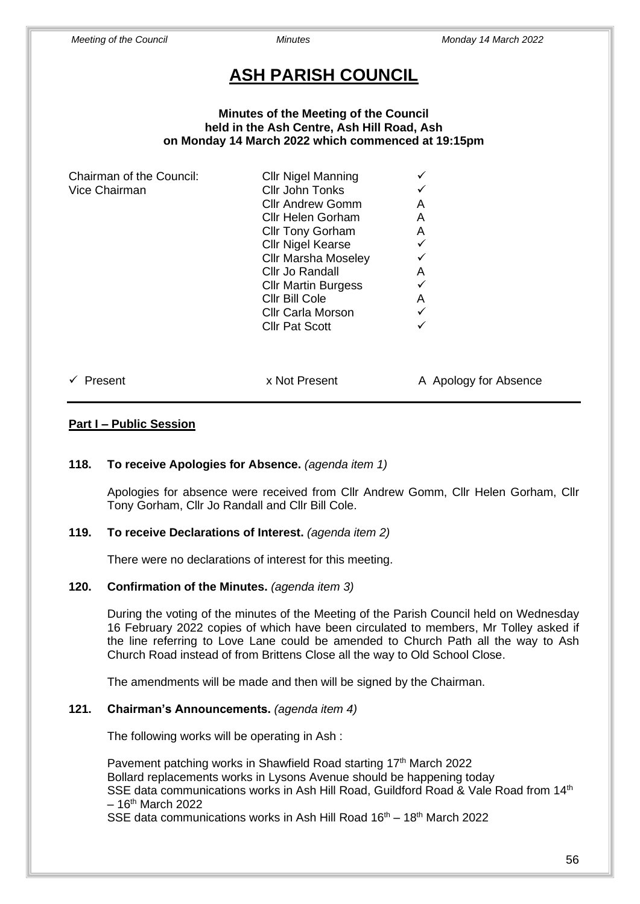# ASH PARISH COUNCIL

**Minutes of the Meeting of the Council held in the Ash Centre, Ash Hill Road, Ash on Monday 14 March 2022 which commenced at 19:15pm**

| | | |
|---|---|---|
| Chairman of the Council: | Cllr Nigel Manning | ✓ |
| Vice Chairman | Cllr John Tonks | ✓ |
| | Cllr Andrew Gomm | A |
| | Cllr Helen Gorham | A |
| | Cllr Tony Gorham | A |
| | Cllr Nigel Kearse | ✓ |
| | Cllr Marsha Moseley | ✓ |
| | Cllr Jo Randall | A |
| | Cllr Martin Burgess | ✓ |
| | Cllr Bill Cole | A |
| | Cllr Carla Morson | ✓ |
| | Cllr Pat Scott | ✓ |

✓ Present    x Not Present    A Apology for Absence

**Part I – Public Session**

**118. To receive Apologies for Absence.** *(agenda item 1)*

Apologies for absence were received from Cllr Andrew Gomm, Cllr Helen Gorham, Cllr Tony Gorham, Cllr Jo Randall and Cllr Bill Cole.

**119. To receive Declarations of Interest.** *(agenda item 2)*

There were no declarations of interest for this meeting.

**120. Confirmation of the Minutes.** *(agenda item 3)*

During the voting of the minutes of the Meeting of the Parish Council held on Wednesday 16 February 2022 copies of which have been circulated to members, Mr Tolley asked if the line referring to Love Lane could be amended to Church Path all the way to Ash Church Road instead of from Brittens Close all the way to Old School Close.

The amendments will be made and then will be signed by the Chairman.

**121. Chairman's Announcements.** *(agenda item 4)*

The following works will be operating in Ash :

Pavement patching works in Shawfield Road starting 17th March 2022
Bollard replacements works in Lysons Avenue should be happening today
SSE data communications works in Ash Hill Road, Guildford Road & Vale Road from 14th – 16th March 2022
SSE data communications works in Ash Hill Road 16th – 18th March 2022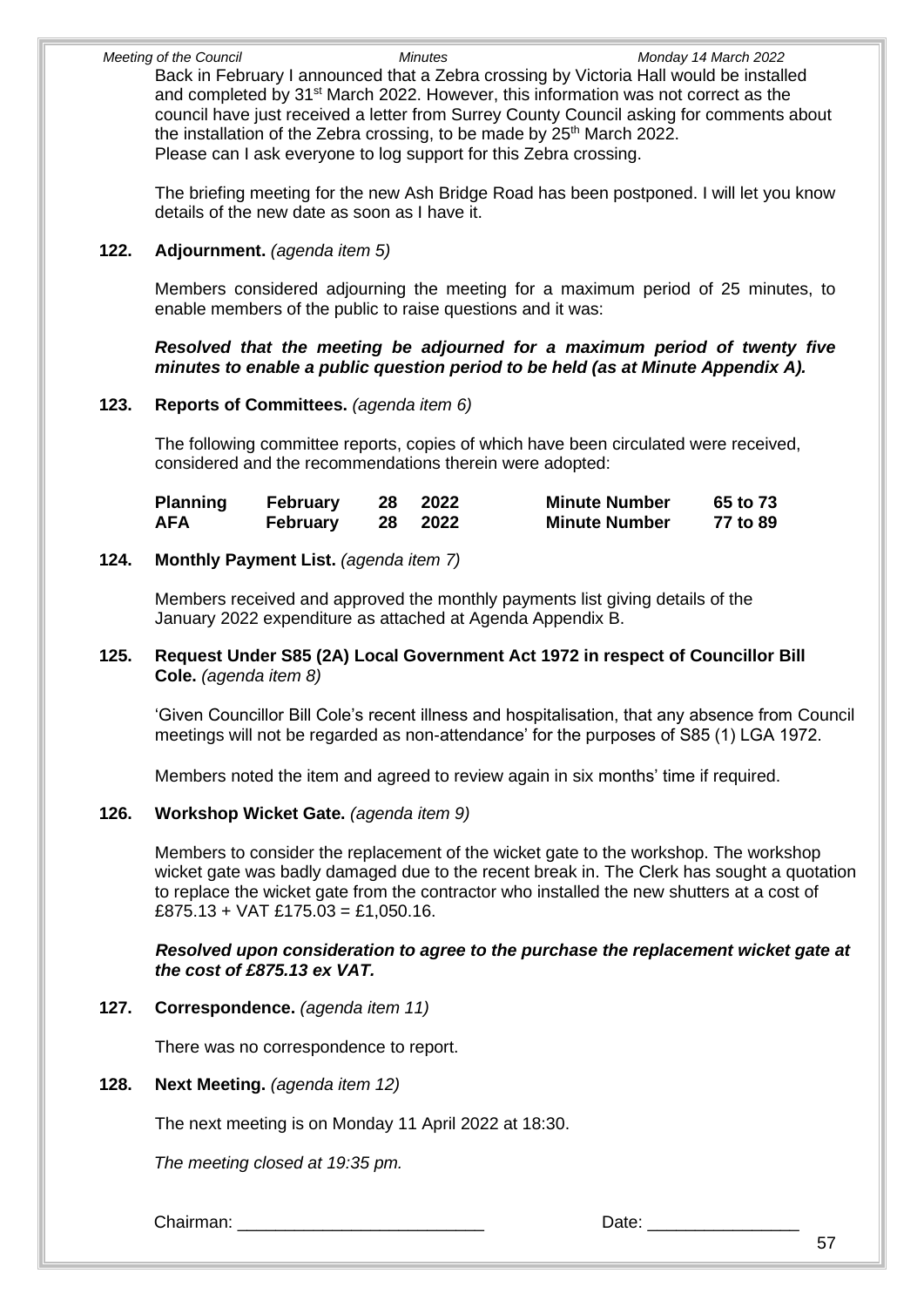Back in February I announced that a Zebra crossing by Victoria Hall would be installed and completed by 31st March 2022. However, this information was not correct as the council have just received a letter from Surrey County Council asking for comments about the installation of the Zebra crossing, to be made by 25th March 2022.
Please can I ask everyone to log support for this Zebra crossing.

The briefing meeting for the new Ash Bridge Road has been postponed. I will let you know details of the new date as soon as I have it.

**122. Adjournment.** *(agenda item 5)*

Members considered adjourning the meeting for a maximum period of 25 minutes, to enable members of the public to raise questions and it was:

***Resolved that the meeting be adjourned for a maximum period of twenty five minutes to enable a public question period to be held (as at Minute Appendix A).***

**123. Reports of Committees.** *(agenda item 6)*

The following committee reports, copies of which have been circulated were received, considered and the recommendations therein were adopted:

| | | | | | |
|---|---|---|---|---|---|
| **Planning** | **February** | **28** | **2022** | **Minute Number** | **65 to 73** |
| **AFA** | **February** | **28** | **2022** | **Minute Number** | **77 to 89** |

**124. Monthly Payment List.** *(agenda item 7)*

Members received and approved the monthly payments list giving details of the January 2022 expenditure as attached at Agenda Appendix B.

**125. Request Under S85 (2A) Local Government Act 1972 in respect of Councillor Bill Cole.** *(agenda item 8)*

'Given Councillor Bill Cole's recent illness and hospitalisation, that any absence from Council meetings will not be regarded as non-attendance' for the purposes of S85 (1) LGA 1972.

Members noted the item and agreed to review again in six months' time if required.

**126. Workshop Wicket Gate.** *(agenda item 9)*

Members to consider the replacement of the wicket gate to the workshop. The workshop wicket gate was badly damaged due to the recent break in. The Clerk has sought a quotation to replace the wicket gate from the contractor who installed the new shutters at a cost of £875.13 + VAT £175.03 = £1,050.16.

***Resolved upon consideration to agree to the purchase the replacement wicket gate at the cost of £875.13 ex VAT.***

**127. Correspondence.** *(agenda item 11)*

There was no correspondence to report.

**128. Next Meeting.** *(agenda item 12)*

The next meeting is on Monday 11 April 2022 at 18:30.

*The meeting closed at 19:35 pm.*

Chairman: __________________________ Date: ________________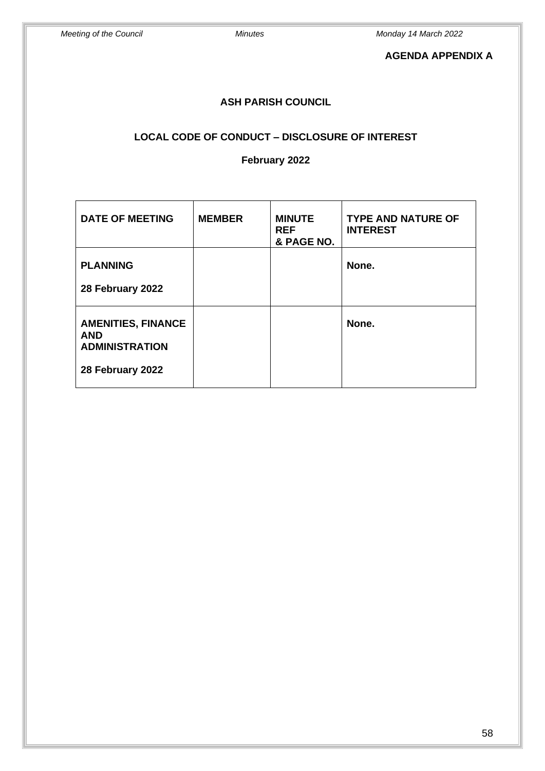**AGENDA APPENDIX A**

## ASH PARISH COUNCIL

## LOCAL CODE OF CONDUCT – DISCLOSURE OF INTEREST

### February 2022

| DATE OF MEETING | MEMBER | MINUTE REF & PAGE NO. | TYPE AND NATURE OF INTEREST |
|---|---|---|---|
| **PLANNING**<br><br>**28 February 2022** | | | **None.** |
| **AMENITIES, FINANCE AND ADMINISTRATION**<br><br>**28 February 2022** | | | **None.** |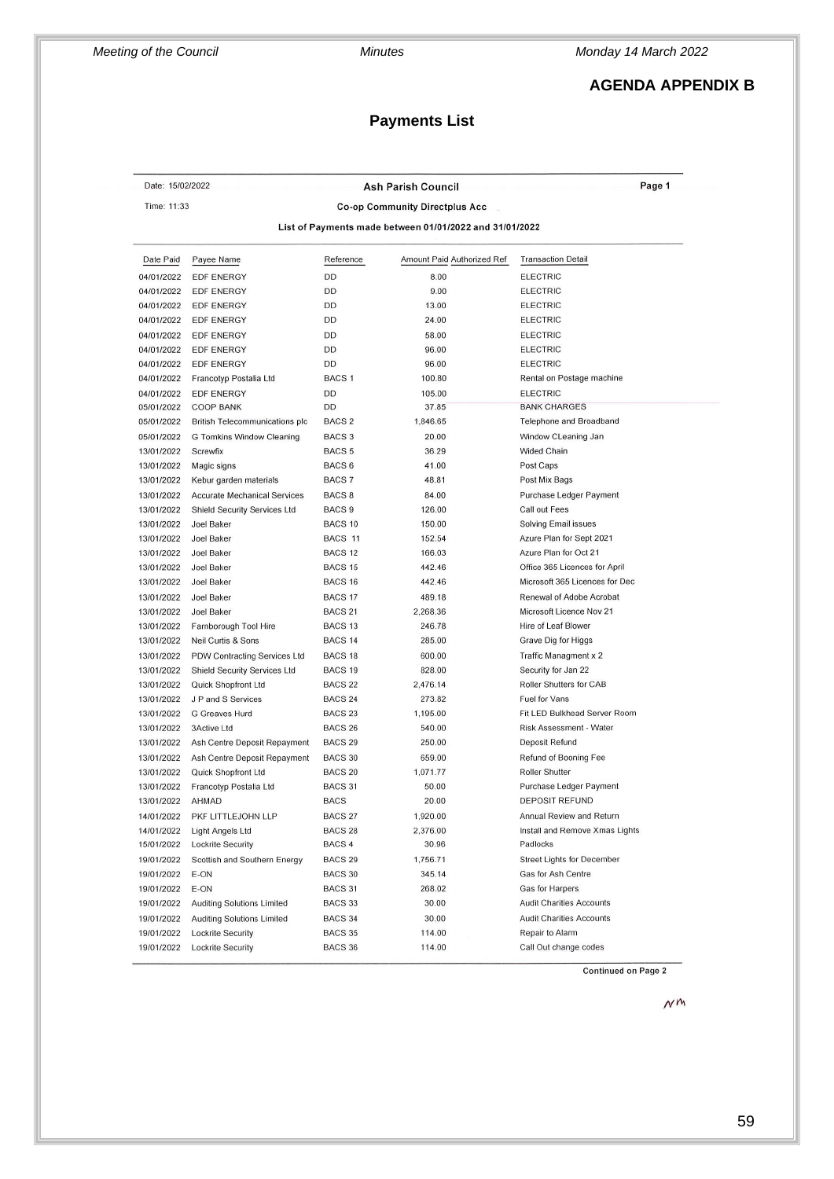**AGENDA APPENDIX B**

## Payments List

Date: 15/02/2022 — **Ash Parish Council** — **Page 1**

Time: 11:33 — **Co-op Community Directplus Acc**

**List of Payments made between 01/01/2022 and 31/01/2022**

| Date Paid | Payee Name | Reference | Amount Paid | Authorized Ref | Transaction Detail |
|---|---|---|---|---|---|
| 04/01/2022 | EDF ENERGY | DD | 8.00 | | ELECTRIC |
| 04/01/2022 | EDF ENERGY | DD | 9.00 | | ELECTRIC |
| 04/01/2022 | EDF ENERGY | DD | 13.00 | | ELECTRIC |
| 04/01/2022 | EDF ENERGY | DD | 24.00 | | ELECTRIC |
| 04/01/2022 | EDF ENERGY | DD | 58.00 | | ELECTRIC |
| 04/01/2022 | EDF ENERGY | DD | 96.00 | | ELECTRIC |
| 04/01/2022 | EDF ENERGY | DD | 96.00 | | ELECTRIC |
| 04/01/2022 | Francotyp Postalia Ltd | BACS 1 | 100.80 | | Rental on Postage machine |
| 04/01/2022 | EDF ENERGY | DD | 105.00 | | ELECTRIC |
| 05/01/2022 | COOP BANK | DD | 37.85 | | BANK CHARGES |
| 05/01/2022 | British Telecommunications plc | BACS 2 | 1,846.65 | | Telephone and Broadband |
| 05/01/2022 | G Tomkins Window Cleaning | BACS 3 | 20.00 | | Window CLeaning Jan |
| 13/01/2022 | Screwfix | BACS 5 | 36.29 | | Wided Chain |
| 13/01/2022 | Magic signs | BACS 6 | 41.00 | | Post Caps |
| 13/01/2022 | Kebur garden materials | BACS 7 | 48.81 | | Post Mix Bags |
| 13/01/2022 | Accurate Mechanical Services | BACS 8 | 84.00 | | Purchase Ledger Payment |
| 13/01/2022 | Shield Security Services Ltd | BACS 9 | 126.00 | | Call out Fees |
| 13/01/2022 | Joel Baker | BACS 10 | 150.00 | | Solving Email issues |
| 13/01/2022 | Joel Baker | BACS 11 | 152.54 | | Azure Plan for Sept 2021 |
| 13/01/2022 | Joel Baker | BACS 12 | 166.03 | | Azure Plan for Oct 21 |
| 13/01/2022 | Joel Baker | BACS 15 | 442.46 | | Office 365 Licences for April |
| 13/01/2022 | Joel Baker | BACS 16 | 442.46 | | Microsoft 365 Licences for Dec |
| 13/01/2022 | Joel Baker | BACS 17 | 489.18 | | Renewal of Adobe Acrobat |
| 13/01/2022 | Joel Baker | BACS 21 | 2,268.36 | | Microsoft Licence Nov 21 |
| 13/01/2022 | Farnborough Tool Hire | BACS 13 | 246.78 | | Hire of Leaf Blower |
| 13/01/2022 | Neil Curtis & Sons | BACS 14 | 285.00 | | Grave Dig for Higgs |
| 13/01/2022 | PDW Contracting Services Ltd | BACS 18 | 600.00 | | Traffic Managment x 2 |
| 13/01/2022 | Shield Security Services Ltd | BACS 19 | 828.00 | | Security for Jan 22 |
| 13/01/2022 | Quick Shopfront Ltd | BACS 22 | 2,476.14 | | Roller Shutters for CAB |
| 13/01/2022 | J P and S Services | BACS 24 | 273.82 | | Fuel for Vans |
| 13/01/2022 | G Greaves Hurd | BACS 23 | 1,195.00 | | Fit LED Bulkhead Server Room |
| 13/01/2022 | 3Active Ltd | BACS 26 | 540.00 | | Risk Assessment - Water |
| 13/01/2022 | Ash Centre Deposit Repayment | BACS 29 | 250.00 | | Deposit Refund |
| 13/01/2022 | Ash Centre Deposit Repayment | BACS 30 | 659.00 | | Refund of Booning Fee |
| 13/01/2022 | Quick Shopfront Ltd | BACS 20 | 1,071.77 | | Roller Shutter |
| 13/01/2022 | Francotyp Postalia Ltd | BACS 31 | 50.00 | | Purchase Ledger Payment |
| 13/01/2022 | AHMAD | BACS | 20.00 | | DEPOSIT REFUND |
| 14/01/2022 | PKF LITTLEJOHN LLP | BACS 27 | 1,920.00 | | Annual Review and Return |
| 14/01/2022 | Light Angels Ltd | BACS 28 | 2,376.00 | | Install and Remove Xmas Lights |
| 15/01/2022 | Lockrite Security | BACS 4 | 30.96 | | Padlocks |
| 19/01/2022 | Scottish and Southern Energy | BACS 29 | 1,756.71 | | Street Lights for December |
| 19/01/2022 | E-ON | BACS 30 | 345.14 | | Gas for Ash Centre |
| 19/01/2022 | E-ON | BACS 31 | 268.02 | | Gas for Harpers |
| 19/01/2022 | Auditing Solutions Limited | BACS 33 | 30.00 | | Audit Charities Accounts |
| 19/01/2022 | Auditing Solutions Limited | BACS 34 | 30.00 | | Audit Charities Accounts |
| 19/01/2022 | Lockrite Security | BACS 35 | 114.00 | | Repair to Alarm |
| 19/01/2022 | Lockrite Security | BACS 36 | 114.00 | | Call Out change codes |

**Continued on Page 2**

NM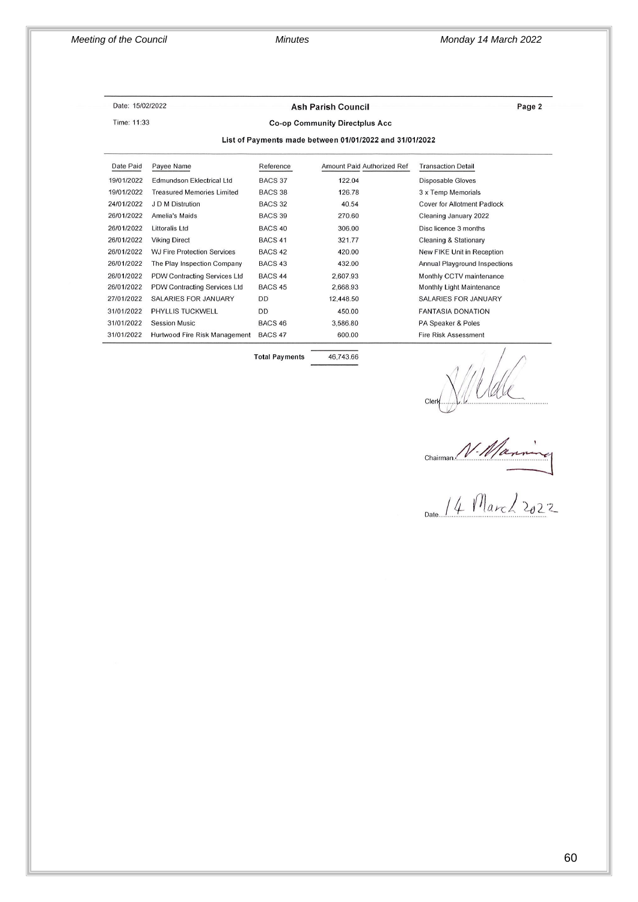Date: 15/02/2022

Time: 11:33

**Ash Parish Council**

**Co-op Community Directplus Acc**

Page 2

**List of Payments made between 01/01/2022 and 31/01/2022**

| Date Paid | Payee Name | Reference | Amount Paid | Authorized Ref | Transaction Detail |
|---|---|---|---|---|---|
| 19/01/2022 | Edmundson Eklectrical Ltd | BACS 37 | 122.04 | | Disposable Gloves |
| 19/01/2022 | Treasured Memories Limited | BACS 38 | 126.78 | | 3 x Temp Memorials |
| 24/01/2022 | J D M Distrution | BACS 32 | 40.54 | | Cover for Allotment Padlock |
| 26/01/2022 | Amelia's Maids | BACS 39 | 270.60 | | Cleaning January 2022 |
| 26/01/2022 | Littoralis Ltd | BACS 40 | 306.00 | | Disc licence 3 months |
| 26/01/2022 | Viking Direct | BACS 41 | 321.77 | | Cleaning & Stationary |
| 26/01/2022 | WJ Fire Protection Services | BACS 42 | 420.00 | | New FIKE Unit in Reception |
| 26/01/2022 | The Play Inspection Company | BACS 43 | 432.00 | | Annual Playground Inspections |
| 26/01/2022 | PDW Contracting Services Ltd | BACS 44 | 2,607.93 | | Monthly CCTV maintenance |
| 26/01/2022 | PDW Contracting Services Ltd | BACS 45 | 2,668.93 | | Monthly Light Maintenance |
| 27/01/2022 | SALARIES FOR JANUARY | DD | 12,448.50 | | SALARIES FOR JANUARY |
| 31/01/2022 | PHYLLIS TUCKWELL | DD | 450.00 | | FANTASIA DONATION |
| 31/01/2022 | Session Music | BACS 46 | 3,586.80 | | PA Speaker & Poles |
| 31/01/2022 | Hurtwood Fire Risk Management | BACS 47 | 600.00 | | Fire Risk Assessment |
| | | **Total Payments** | 46,743.66 | | |

Clerk............................................

Chairman N. Manning

Date 14 March 2022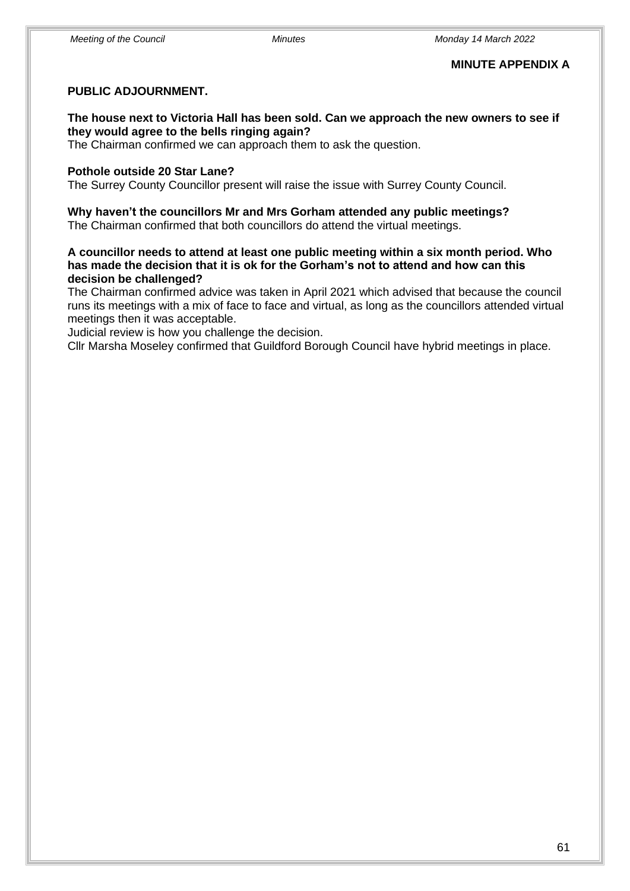**MINUTE APPENDIX A**

**PUBLIC ADJOURNMENT.**

**The house next to Victoria Hall has been sold. Can we approach the new owners to see if they would agree to the bells ringing again?**
The Chairman confirmed we can approach them to ask the question.

**Pothole outside 20 Star Lane?**
The Surrey County Councillor present will raise the issue with Surrey County Council.

**Why haven't the councillors Mr and Mrs Gorham attended any public meetings?**
The Chairman confirmed that both councillors do attend the virtual meetings.

**A councillor needs to attend at least one public meeting within a six month period. Who has made the decision that it is ok for the Gorham's not to attend and how can this decision be challenged?**
The Chairman confirmed advice was taken in April 2021 which advised that because the council runs its meetings with a mix of face to face and virtual, as long as the councillors attended virtual meetings then it was acceptable.
Judicial review is how you challenge the decision.
Cllr Marsha Moseley confirmed that Guildford Borough Council have hybrid meetings in place.